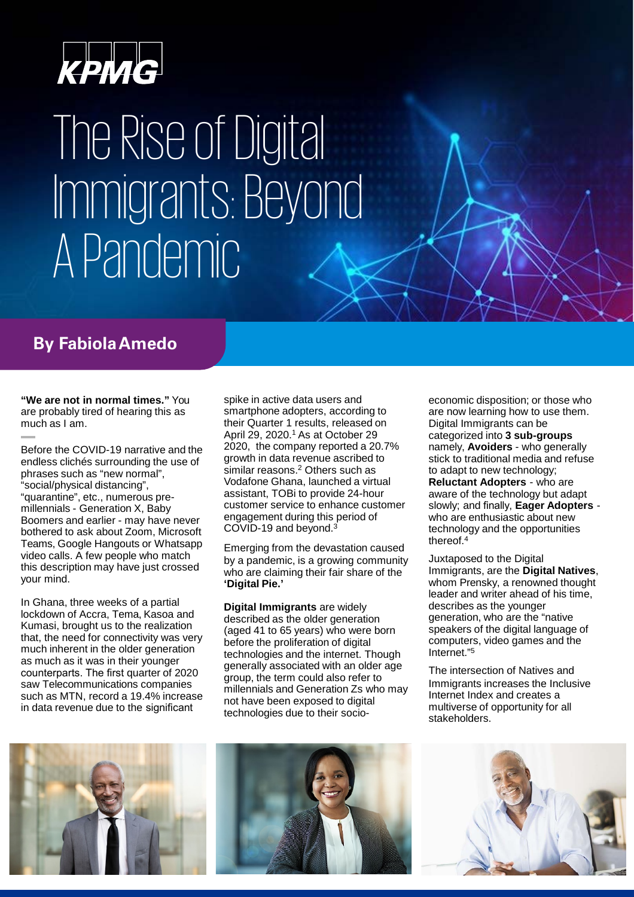KPMG

# The Rise of Digital Immigrants: Beyond A Pandemic

**By Fabiola Amedo**

**"We are not in normal times."** You are probably tired of hearing this as much as I am.

Before the COVID-19 narrative and the endless clichés surrounding the use of phrases such as "new normal", "social/physical distancing", "quarantine", etc., numerous pre-millennials - Generation X, Baby Boomers and earlier - may have never bothered to ask about Zoom, Microsoft Teams, Google Hangouts or Whatsapp video calls. A few people who match this description may have just crossed your mind.

In Ghana, three weeks of a partial lockdown of Accra, Tema, Kasoa and Kumasi, brought us to the realization that, the need for connectivity was very much inherent in the older generation as much as it was in their younger counterparts. The first quarter of 2020 saw Telecommunications companies such as MTN, record a 19.4% increase in data revenue due to the significant spike in active data users and smartphone adopters, according to their Quarter 1 results, released on April 29, 2020.[1] As at October 29 2020, the company reported a 20.7% growth in data revenue ascribed to similar reasons.[2] Others such as Vodafone Ghana, launched a virtual assistant, TOBi to provide 24-hour customer service to enhance customer engagement during this period of COVID-19 and beyond.[3]

Emerging from the devastation caused by a pandemic, is a growing community who are claiming their fair share of the **'Digital Pie.'**

**Digital Immigrants** are widely described as the older generation (aged 41 to 65 years) who were born before the proliferation of digital technologies and the internet. Though generally associated with an older age group, the term could also refer to millennials and Generation Zs who may not have been exposed to digital technologies due to their socio-economic disposition; or those who are now learning how to use them. Digital Immigrants can be categorized into **3 sub-groups** namely, **Avoiders** - who generally stick to traditional media and refuse to adapt to new technology; **Reluctant Adopters** - who are aware of the technology but adapt slowly; and finally, **Eager Adopters** - who are enthusiastic about new technology and the opportunities thereof.[4]

Juxtaposed to the Digital Immigrants, are the **Digital Natives**, whom Prensky, a renowned thought leader and writer ahead of his time, describes as the younger generation, who are the "native speakers of the digital language of computers, video games and the Internet."[5]

The intersection of Natives and Immigrants increases the Inclusive Internet Index and creates a multiverse of opportunity for all stakeholders.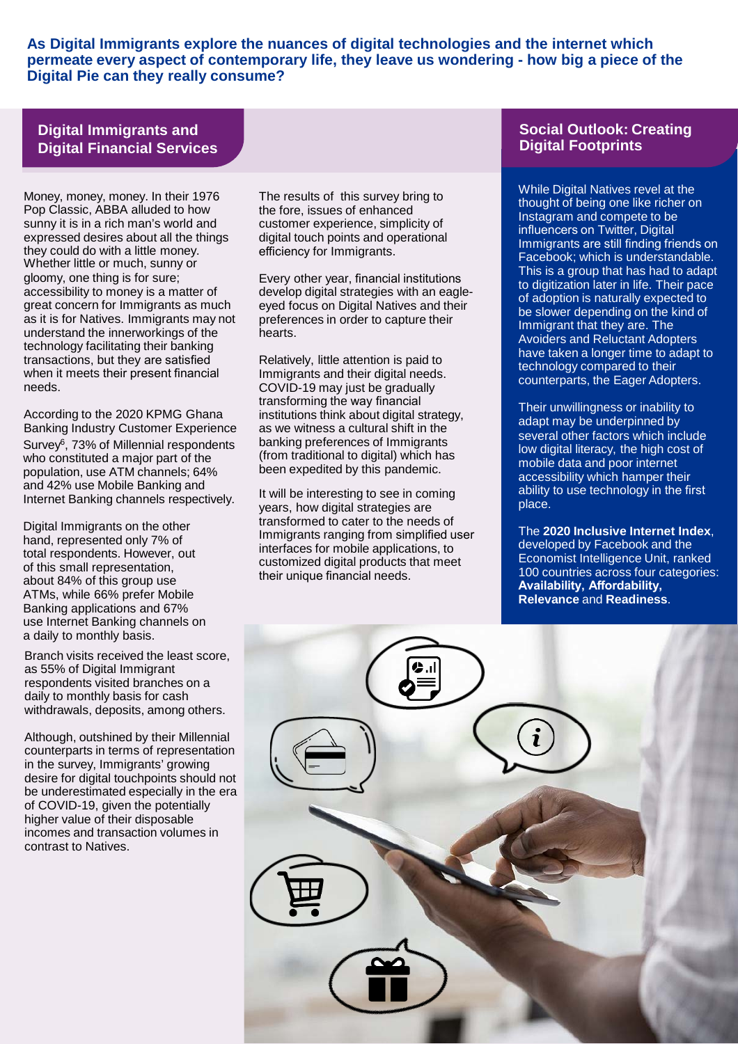**As Digital Immigrants explore the nuances of digital technologies and the internet which permeate every aspect of contemporary life, they leave us wondering - how big a piece of the Digital Pie can they really consume?**

## Digital Immigrants and Digital Financial Services

Money, money, money. In their 1976 Pop Classic, ABBA alluded to how sunny it is in a rich man's world and expressed desires about all the things they could do with a little money. Whether little or much, sunny or gloomy, one thing is for sure; accessibility to money is a matter of great concern for Immigrants as much as it is for Natives. Immigrants may not understand the innerworkings of the technology facilitating their banking transactions, but they are satisfied when it meets their present financial needs.

According to the 2020 KPMG Ghana Banking Industry Customer Experience Survey[6], 73% of Millennial respondents who constituted a major part of the population, use ATM channels; 64% and 42% use Mobile Banking and Internet Banking channels respectively.

Digital Immigrants on the other hand, represented only 7% of total respondents. However, out of this small representation, about 84% of this group use ATMs, while 66% prefer Mobile Banking applications and 67% use Internet Banking channels on a daily to monthly basis.

Branch visits received the least score, as 55% of Digital Immigrant respondents visited branches on a daily to monthly basis for cash withdrawals, deposits, among others.

Although, outshined by their Millennial counterparts in terms of representation in the survey, Immigrants' growing desire for digital touchpoints should not be underestimated especially in the era of COVID-19, given the potentially higher value of their disposable incomes and transaction volumes in contrast to Natives.

The results of this survey bring to the fore, issues of enhanced customer experience, simplicity of digital touch points and operational efficiency for Immigrants.

Every other year, financial institutions develop digital strategies with an eagle-eyed focus on Digital Natives and their preferences in order to capture their hearts.

Relatively, little attention is paid to Immigrants and their digital needs. COVID-19 may just be gradually transforming the way financial institutions think about digital strategy, as we witness a cultural shift in the banking preferences of Immigrants (from traditional to digital) which has been expedited by this pandemic.

It will be interesting to see in coming years, how digital strategies are transformed to cater to the needs of Immigrants ranging from simplified user interfaces for mobile applications, to customized digital products that meet their unique financial needs.

## Social Outlook: Creating Digital Footprints

While Digital Natives revel at the thought of being one like richer on Instagram and compete to be influencers on Twitter, Digital Immigrants are still finding friends on Facebook; which is understandable. This is a group that has had to adapt to digitization later in life. Their pace of adoption is naturally expected to be slower depending on the kind of Immigrant that they are. The Avoiders and Reluctant Adopters have taken a longer time to adapt to technology compared to their counterparts, the Eager Adopters.

Their unwillingness or inability to adapt may be underpinned by several other factors which include low digital literacy, the high cost of mobile data and poor internet accessibility which hamper their ability to use technology in the first place.

The **2020 Inclusive Internet Index**, developed by Facebook and the Economist Intelligence Unit, ranked 100 countries across four categories: **Availability, Affordability, Relevance** and **Readiness**.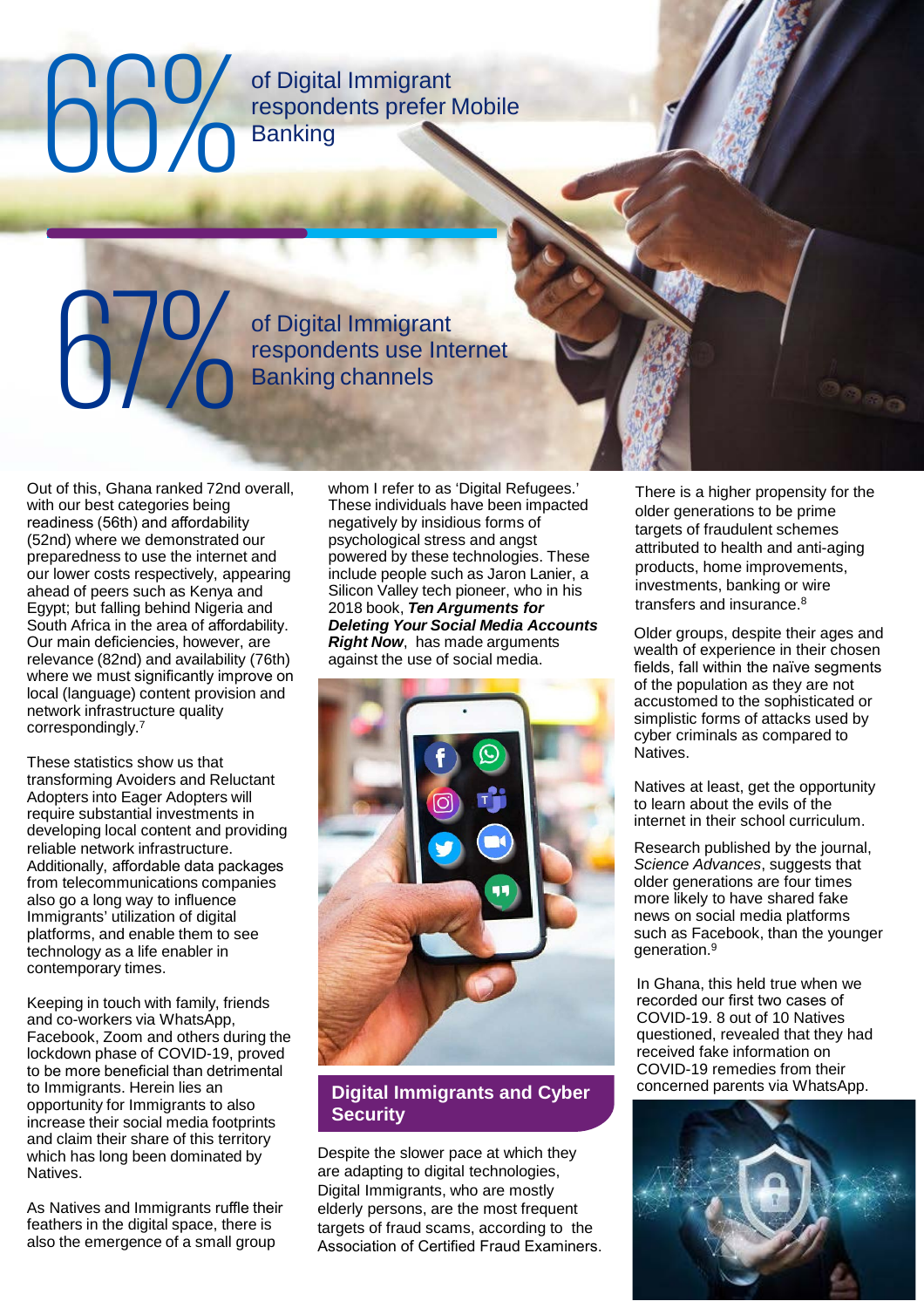**66%** of Digital Immigrant respondents prefer Mobile Banking

**67%** of Digital Immigrant respondents use Internet Banking channels

Out of this, Ghana ranked 72nd overall, with our best categories being readiness (56th) and affordability (52nd) where we demonstrated our preparedness to use the internet and our lower costs respectively, appearing ahead of peers such as Kenya and Egypt; but falling behind Nigeria and South Africa in the area of affordability. Our main deficiencies, however, are relevance (82nd) and availability (76th) where we must significantly improve on local (language) content provision and network infrastructure quality correspondingly.[7]

These statistics show us that transforming Avoiders and Reluctant Adopters into Eager Adopters will require substantial investments in developing local content and providing reliable network infrastructure. Additionally, affordable data packages from telecommunications companies also go a long way to influence Immigrants' utilization of digital platforms, and enable them to see technology as a life enabler in contemporary times.

Keeping in touch with family, friends and co-workers via WhatsApp, Facebook, Zoom and others during the lockdown phase of COVID-19, proved to be more beneficial than detrimental to Immigrants. Herein lies an opportunity for Immigrants to also increase their social media footprints and claim their share of this territory which has long been dominated by Natives.

As Natives and Immigrants ruffle their feathers in the digital space, there is also the emergence of a small group whom I refer to as 'Digital Refugees.' These individuals have been impacted negatively by insidious forms of psychological stress and angst powered by these technologies. These include people such as Jaron Lanier, a Silicon Valley tech pioneer, who in his 2018 book, ***Ten Arguments for Deleting Your Social Media Accounts Right Now***, has made arguments against the use of social media.

## Digital Immigrants and Cyber Security

Despite the slower pace at which they are adapting to digital technologies, Digital Immigrants, who are mostly elderly persons, are the most frequent targets of fraud scams, according to the Association of Certified Fraud Examiners.

There is a higher propensity for the older generations to be prime targets of fraudulent schemes attributed to health and anti-aging products, home improvements, investments, banking or wire transfers and insurance.[8]

Older groups, despite their ages and wealth of experience in their chosen fields, fall within the naïve segments of the population as they are not accustomed to the sophisticated or simplistic forms of attacks used by cyber criminals as compared to Natives.

Natives at least, get the opportunity to learn about the evils of the internet in their school curriculum.

Research published by the journal, *Science Advances*, suggests that older generations are four times more likely to have shared fake news on social media platforms such as Facebook, than the younger generation.[9]

In Ghana, this held true when we recorded our first two cases of COVID-19. 8 out of 10 Natives questioned, revealed that they had received fake information on COVID-19 remedies from their concerned parents via WhatsApp.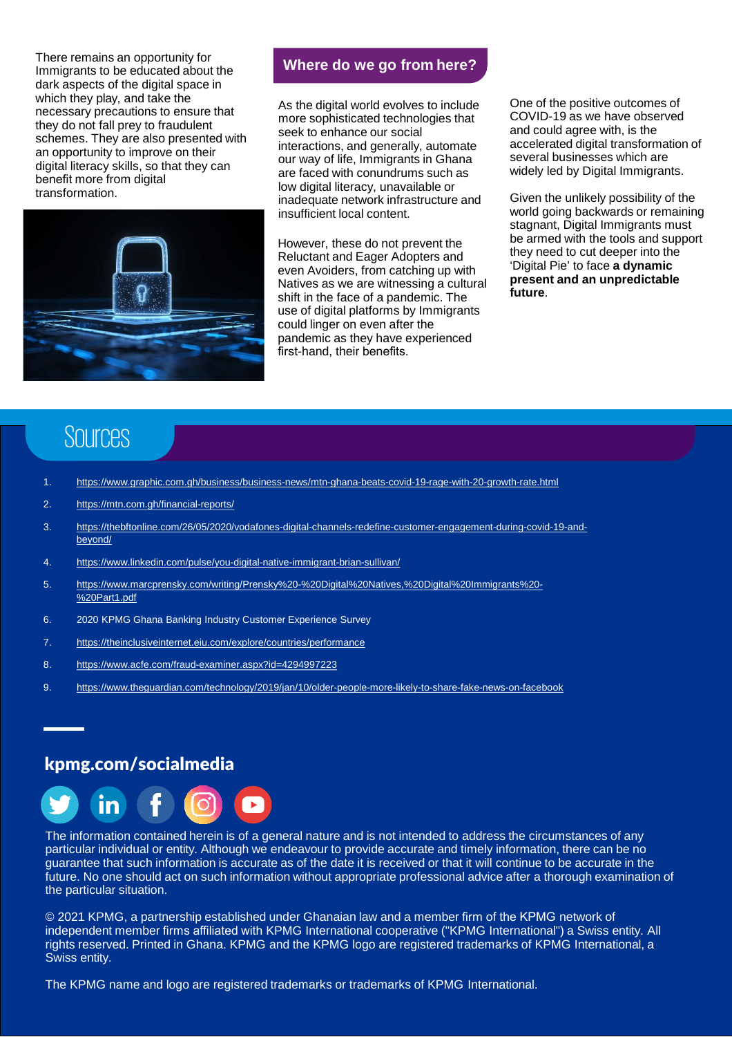There remains an opportunity for Immigrants to be educated about the dark aspects of the digital space in which they play, and take the necessary precautions to ensure that they do not fall prey to fraudulent schemes. They are also presented with an opportunity to improve on their digital literacy skills, so that they can benefit more from digital transformation.

## Where do we go from here?

As the digital world evolves to include more sophisticated technologies that seek to enhance our social interactions, and generally, automate our way of life, Immigrants in Ghana are faced with conundrums such as low digital literacy, unavailable or inadequate network infrastructure and insufficient local content.

However, these do not prevent the Reluctant and Eager Adopters and even Avoiders, from catching up with Natives as we are witnessing a cultural shift in the face of a pandemic. The use of digital platforms by Immigrants could linger on even after the pandemic as they have experienced first-hand, their benefits.

One of the positive outcomes of COVID-19 as we have observed and could agree with, is the accelerated digital transformation of several businesses which are widely led by Digital Immigrants.

Given the unlikely possibility of the world going backwards or remaining stagnant, Digital Immigrants must be armed with the tools and support they need to cut deeper into the 'Digital Pie' to face **a dynamic present and an unpredictable future**.

## Sources

1. https://www.graphic.com.gh/business/business-news/mtn-ghana-beats-covid-19-rage-with-20-growth-rate.html
2. https://mtn.com.gh/financial-reports/
3. https://thebftonline.com/26/05/2020/vodafones-digital-channels-redefine-customer-engagement-during-covid-19-and-beyond/
4. https://www.linkedin.com/pulse/you-digital-native-immigrant-brian-sullivan/
5. https://www.marcprensky.com/writing/Prensky%20-%20Digital%20Natives,%20Digital%20Immigrants%20-%20Part1.pdf
6. 2020 KPMG Ghana Banking Industry Customer Experience Survey
7. https://theinclusiveinternet.eiu.com/explore/countries/performance
8. https://www.acfe.com/fraud-examiner.aspx?id=4294997223
9. https://www.theguardian.com/technology/2019/jan/10/older-people-more-likely-to-share-fake-news-on-facebook

**kpmg.com/socialmedia**

The information contained herein is of a general nature and is not intended to address the circumstances of any particular individual or entity. Although we endeavour to provide accurate and timely information, there can be no guarantee that such information is accurate as of the date it is received or that it will continue to be accurate in the future. No one should act on such information without appropriate professional advice after a thorough examination of the particular situation.

© 2021 KPMG, a partnership established under Ghanaian law and a member firm of the KPMG network of independent member firms affiliated with KPMG International cooperative ("KPMG International") a Swiss entity. All rights reserved. Printed in Ghana. KPMG and the KPMG logo are registered trademarks of KPMG International, a Swiss entity.

The KPMG name and logo are registered trademarks or trademarks of KPMG International.